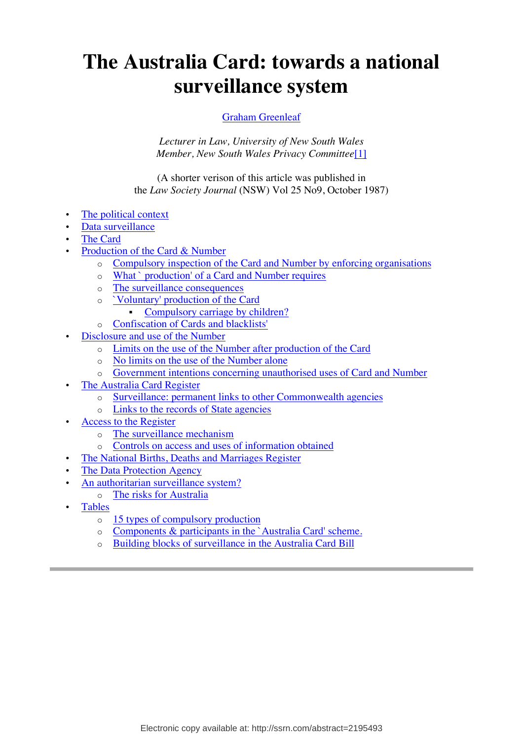# The Australia Card: towards a national surveillance system

Graham Greenleaf

*Lecturer in Law, University of New South Wales*
*Member, New South Wales Privacy Committee*[1]

(A shorter verison of this article was published in the *Law Society Journal* (NSW) Vol 25 No9, October 1987)

- The political context
- Data surveillance
- The Card
- Production of the Card & Number
    - Compulsory inspection of the Card and Number by enforcing organisations
    - What ` production' of a Card and Number requires
    - The surveillance consequences
    - `Voluntary' production of the Card
        - Compulsory carriage by children?
    - Confiscation of Cards and blacklists'
- Disclosure and use of the Number
    - Limits on the use of the Number after production of the Card
    - No limits on the use of the Number alone
    - Government intentions concerning unauthorised uses of Card and Number
- The Australia Card Register
    - Surveillance: permanent links to other Commonwealth agencies
    - Links to the records of State agencies
- Access to the Register
    - The surveillance mechanism
    - Controls on access and uses of information obtained
- The National Births, Deaths and Marriages Register
- The Data Protection Agency
- An authoritarian surveillance system?
    - The risks for Australia
- Tables
    - 15 types of compulsory production
    - Components & participants in the `Australia Card' scheme.
    - Building blocks of surveillance in the Australia Card Bill

---

Electronic copy available at: http://ssrn.com/abstract=2195493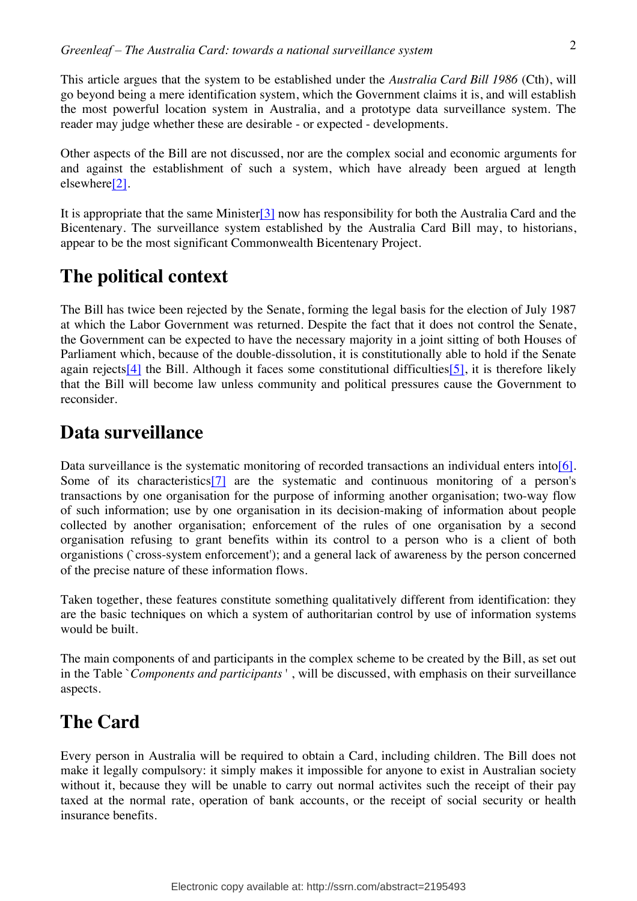This article argues that the system to be established under the *Australia Card Bill 1986* (Cth), will go beyond being a mere identification system, which the Government claims it is, and will establish the most powerful location system in Australia, and a prototype data surveillance system. The reader may judge whether these are desirable - or expected - developments.

Other aspects of the Bill are not discussed, nor are the complex social and economic arguments for and against the establishment of such a system, which have already been argued at length elsewhere[2].

It is appropriate that the same Minister[3] now has responsibility for both the Australia Card and the Bicentenary. The surveillance system established by the Australia Card Bill may, to historians, appear to be the most significant Commonwealth Bicentenary Project.

## The political context

The Bill has twice been rejected by the Senate, forming the legal basis for the election of July 1987 at which the Labor Government was returned. Despite the fact that it does not control the Senate, the Government can be expected to have the necessary majority in a joint sitting of both Houses of Parliament which, because of the double-dissolution, it is constitutionally able to hold if the Senate again rejects[4] the Bill. Although it faces some constitutional difficulties[5], it is therefore likely that the Bill will become law unless community and political pressures cause the Government to reconsider.

## Data surveillance

Data surveillance is the systematic monitoring of recorded transactions an individual enters into[6]. Some of its characteristics[7] are the systematic and continuous monitoring of a person's transactions by one organisation for the purpose of informing another organisation; two-way flow of such information; use by one organisation in its decision-making of information about people collected by another organisation; enforcement of the rules of one organisation by a second organisation refusing to grant benefits within its control to a person who is a client of both organistions (`cross-system enforcement'); and a general lack of awareness by the person concerned of the precise nature of these information flows.

Taken together, these features constitute something qualitatively different from identification: they are the basic techniques on which a system of authoritarian control by use of information systems would be built.

The main components of and participants in the complex scheme to be created by the Bill, as set out in the Table `*Components and participants*' , will be discussed, with emphasis on their surveillance aspects.

## The Card

Every person in Australia will be required to obtain a Card, including children. The Bill does not make it legally compulsory: it simply makes it impossible for anyone to exist in Australian society without it, because they will be unable to carry out normal activites such the receipt of their pay taxed at the normal rate, operation of bank accounts, or the receipt of social security or health insurance benefits.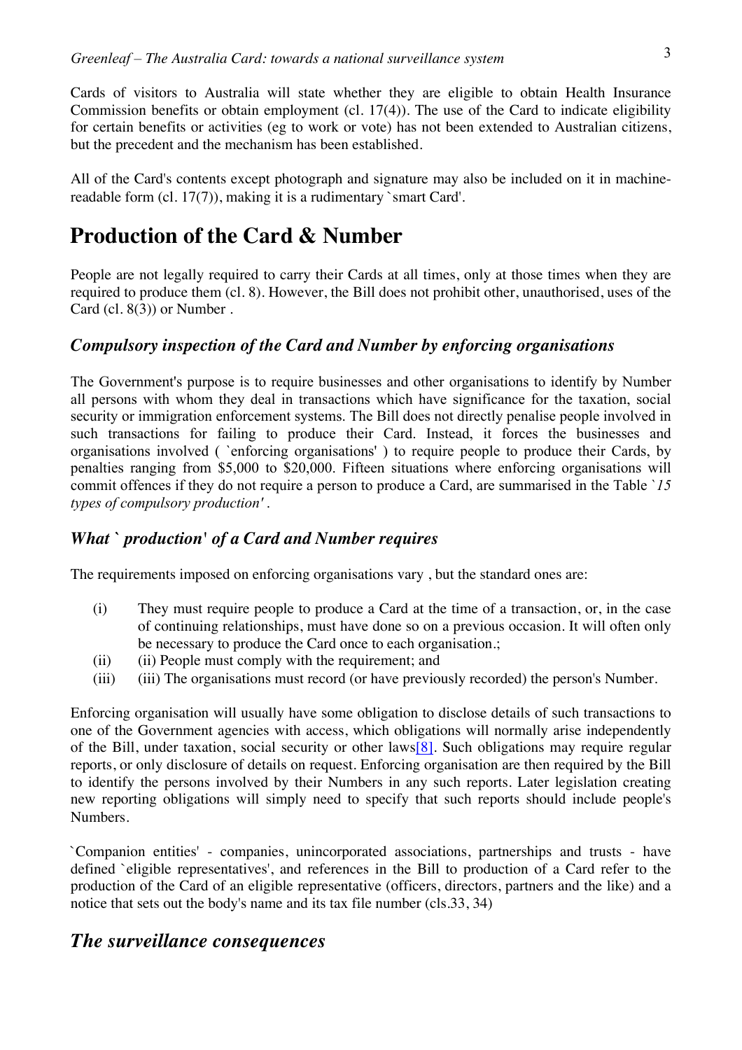Cards of visitors to Australia will state whether they are eligible to obtain Health Insurance Commission benefits or obtain employment (cl. 17(4)). The use of the Card to indicate eligibility for certain benefits or activities (eg to work or vote) has not been extended to Australian citizens, but the precedent and the mechanism has been established.

All of the Card's contents except photograph and signature may also be included on it in machine-readable form (cl. 17(7)), making it is a rudimentary `smart Card'.

# Production of the Card & Number

People are not legally required to carry their Cards at all times, only at those times when they are required to produce them (cl. 8). However, the Bill does not prohibit other, unauthorised, uses of the Card (cl. 8(3)) or Number .

## *Compulsory inspection of the Card and Number by enforcing organisations*

The Government's purpose is to require businesses and other organisations to identify by Number all persons with whom they deal in transactions which have significance for the taxation, social security or immigration enforcement systems. The Bill does not directly penalise people involved in such transactions for failing to produce their Card. Instead, it forces the businesses and organisations involved ( `enforcing organisations' ) to require people to produce their Cards, by penalties ranging from $5,000 to $20,000. Fifteen situations where enforcing organisations will commit offences if they do not require a person to produce a Card, are summarised in the Table `*15 types of compulsory production'* .

## *What ` production' of a Card and Number requires*

The requirements imposed on enforcing organisations vary , but the standard ones are:

(i) They must require people to produce a Card at the time of a transaction, or, in the case of continuing relationships, must have done so on a previous occasion. It will often only be necessary to produce the Card once to each organisation.;

(ii) (ii) People must comply with the requirement; and

(iii) (iii) The organisations must record (or have previously recorded) the person's Number.

Enforcing organisation will usually have some obligation to disclose details of such transactions to one of the Government agencies with access, which obligations will normally arise independently of the Bill, under taxation, social security or other laws[8]. Such obligations may require regular reports, or only disclosure of details on request. Enforcing organisation are then required by the Bill to identify the persons involved by their Numbers in any such reports. Later legislation creating new reporting obligations will simply need to specify that such reports should include people's Numbers.

`Companion entities' - companies, unincorporated associations, partnerships and trusts - have defined `eligible representatives', and references in the Bill to production of a Card refer to the production of the Card of an eligible representative (officers, directors, partners and the like) and a notice that sets out the body's name and its tax file number (cls.33, 34)

## *The surveillance consequences*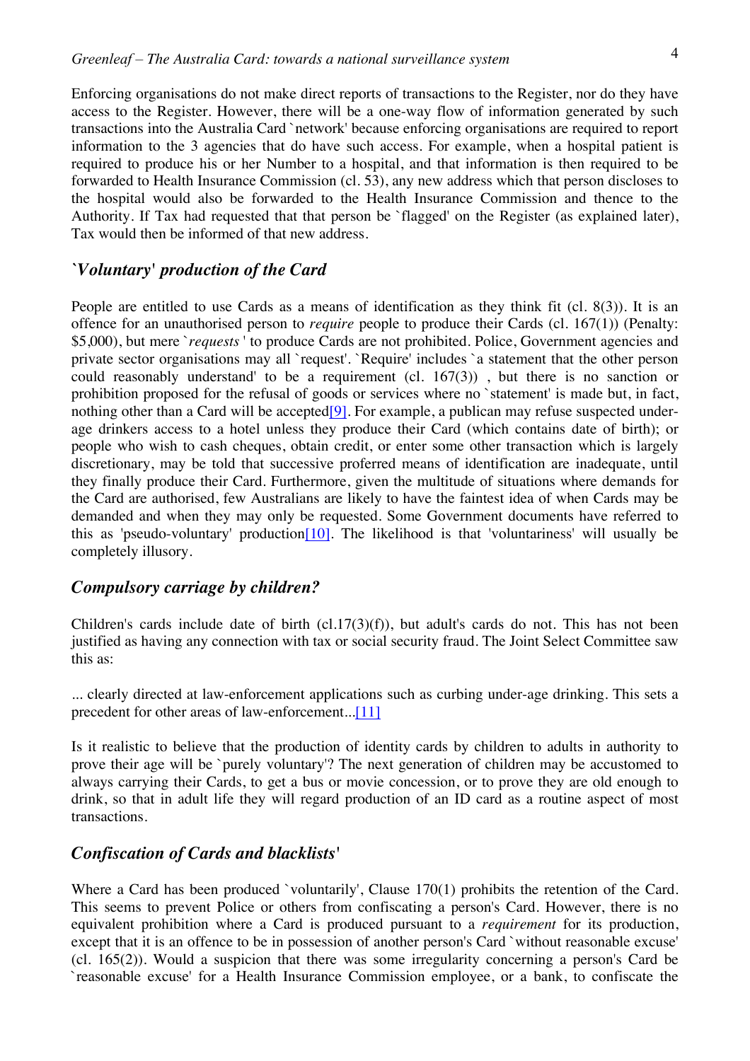Enforcing organisations do not make direct reports of transactions to the Register, nor do they have access to the Register. However, there will be a one-way flow of information generated by such transactions into the Australia Card `network' because enforcing organisations are required to report information to the 3 agencies that do have such access. For example, when a hospital patient is required to produce his or her Number to a hospital, and that information is then required to be forwarded to Health Insurance Commission (cl. 53), any new address which that person discloses to the hospital would also be forwarded to the Health Insurance Commission and thence to the Authority. If Tax had requested that that person be `flagged' on the Register (as explained later), Tax would then be informed of that new address.

## *`Voluntary' production of the Card*

People are entitled to use Cards as a means of identification as they think fit (cl. 8(3)). It is an offence for an unauthorised person to *require* people to produce their Cards (cl. 167(1)) (Penalty: $5,000), but mere `*requests* ' to produce Cards are not prohibited. Police, Government agencies and private sector organisations may all `request'. `Require' includes `a statement that the other person could reasonably understand' to be a requirement (cl. 167(3)) , but there is no sanction or prohibition proposed for the refusal of goods or services where no `statement' is made but, in fact, nothing other than a Card will be accepted[9]. For example, a publican may refuse suspected under-age drinkers access to a hotel unless they produce their Card (which contains date of birth); or people who wish to cash cheques, obtain credit, or enter some other transaction which is largely discretionary, may be told that successive proferred means of identification are inadequate, until they finally produce their Card. Furthermore, given the multitude of situations where demands for the Card are authorised, few Australians are likely to have the faintest idea of when Cards may be demanded and when they may only be requested. Some Government documents have referred to this as 'pseudo-voluntary' production[10]. The likelihood is that 'voluntariness' will usually be completely illusory.

## *Compulsory carriage by children?*

Children's cards include date of birth (cl.17(3)(f)), but adult's cards do not. This has not been justified as having any connection with tax or social security fraud. The Joint Select Committee saw this as:

... clearly directed at law-enforcement applications such as curbing under-age drinking. This sets a precedent for other areas of law-enforcement...[11]

Is it realistic to believe that the production of identity cards by children to adults in authority to prove their age will be `purely voluntary'? The next generation of children may be accustomed to always carrying their Cards, to get a bus or movie concession, or to prove they are old enough to drink, so that in adult life they will regard production of an ID card as a routine aspect of most transactions.

## *Confiscation of Cards and blacklists'*

Where a Card has been produced `voluntarily', Clause 170(1) prohibits the retention of the Card. This seems to prevent Police or others from confiscating a person's Card. However, there is no equivalent prohibition where a Card is produced pursuant to a *requirement* for its production, except that it is an offence to be in possession of another person's Card `without reasonable excuse' (cl. 165(2)). Would a suspicion that there was some irregularity concerning a person's Card be `reasonable excuse' for a Health Insurance Commission employee, or a bank, to confiscate the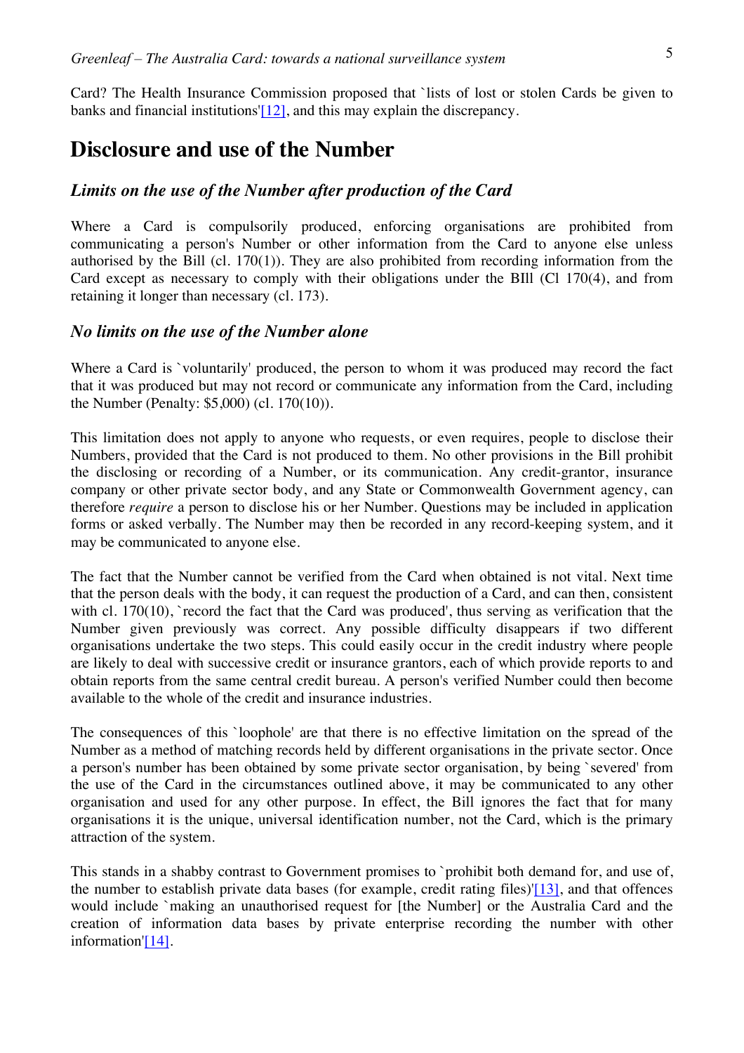Card? The Health Insurance Commission proposed that `lists of lost or stolen Cards be given to banks and financial institutions'[12], and this may explain the discrepancy.

## Disclosure and use of the Number

### *Limits on the use of the Number after production of the Card*

Where a Card is compulsorily produced, enforcing organisations are prohibited from communicating a person's Number or other information from the Card to anyone else unless authorised by the Bill (cl. 170(1)). They are also prohibited from recording information from the Card except as necessary to comply with their obligations under the BIll (Cl 170(4), and from retaining it longer than necessary (cl. 173).

### *No limits on the use of the Number alone*

Where a Card is `voluntarily' produced, the person to whom it was produced may record the fact that it was produced but may not record or communicate any information from the Card, including the Number (Penalty: $5,000) (cl. 170(10)).

This limitation does not apply to anyone who requests, or even requires, people to disclose their Numbers, provided that the Card is not produced to them. No other provisions in the Bill prohibit the disclosing or recording of a Number, or its communication. Any credit-grantor, insurance company or other private sector body, and any State or Commonwealth Government agency, can therefore *require* a person to disclose his or her Number. Questions may be included in application forms or asked verbally. The Number may then be recorded in any record-keeping system, and it may be communicated to anyone else.

The fact that the Number cannot be verified from the Card when obtained is not vital. Next time that the person deals with the body, it can request the production of a Card, and can then, consistent with cl. 170(10), `record the fact that the Card was produced', thus serving as verification that the Number given previously was correct. Any possible difficulty disappears if two different organisations undertake the two steps. This could easily occur in the credit industry where people are likely to deal with successive credit or insurance grantors, each of which provide reports to and obtain reports from the same central credit bureau. A person's verified Number could then become available to the whole of the credit and insurance industries.

The consequences of this `loophole' are that there is no effective limitation on the spread of the Number as a method of matching records held by different organisations in the private sector. Once a person's number has been obtained by some private sector organisation, by being `severed' from the use of the Card in the circumstances outlined above, it may be communicated to any other organisation and used for any other purpose. In effect, the Bill ignores the fact that for many organisations it is the unique, universal identification number, not the Card, which is the primary attraction of the system.

This stands in a shabby contrast to Government promises to `prohibit both demand for, and use of, the number to establish private data bases (for example, credit rating files)'[13], and that offences would include `making an unauthorised request for [the Number] or the Australia Card and the creation of information data bases by private enterprise recording the number with other information'[14].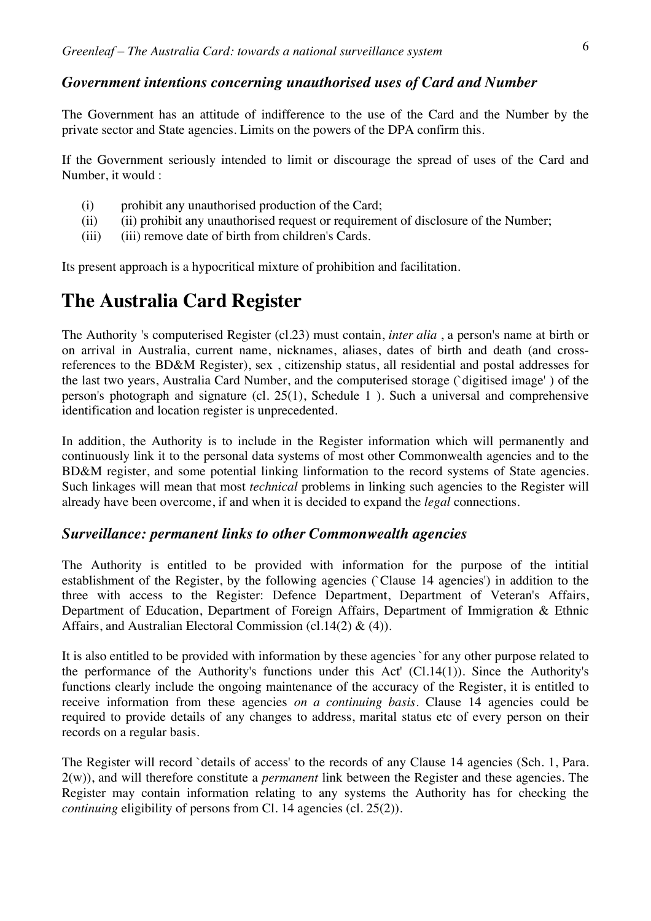### *Government intentions concerning unauthorised uses of Card and Number*

The Government has an attitude of indifference to the use of the Card and the Number by the private sector and State agencies. Limits on the powers of the DPA confirm this.

If the Government seriously intended to limit or discourage the spread of uses of the Card and Number, it would :

- (i) prohibit any unauthorised production of the Card;
- (ii) (ii) prohibit any unauthorised request or requirement of disclosure of the Number;
- (iii) (iii) remove date of birth from children's Cards.

Its present approach is a hypocritical mixture of prohibition and facilitation.

## The Australia Card Register

The Authority 's computerised Register (cl.23) must contain, *inter alia* , a person's name at birth or on arrival in Australia, current name, nicknames, aliases, dates of birth and death (and cross-references to the BD&M Register), sex , citizenship status, all residential and postal addresses for the last two years, Australia Card Number, and the computerised storage (`digitised image' ) of the person's photograph and signature (cl. 25(1), Schedule 1 ). Such a universal and comprehensive identification and location register is unprecedented.

In addition, the Authority is to include in the Register information which will permanently and continuously link it to the personal data systems of most other Commonwealth agencies and to the BD&M register, and some potential linking linformation to the record systems of State agencies. Such linkages will mean that most *technical* problems in linking such agencies to the Register will already have been overcome, if and when it is decided to expand the *legal* connections.

### *Surveillance: permanent links to other Commonwealth agencies*

The Authority is entitled to be provided with information for the purpose of the intitial establishment of the Register, by the following agencies (`Clause 14 agencies') in addition to the three with access to the Register: Defence Department, Department of Veteran's Affairs, Department of Education, Department of Foreign Affairs, Department of Immigration & Ethnic Affairs, and Australian Electoral Commission (cl.14(2) & (4)).

It is also entitled to be provided with information by these agencies `for any other purpose related to the performance of the Authority's functions under this Act' (Cl.14(1)). Since the Authority's functions clearly include the ongoing maintenance of the accuracy of the Register, it is entitled to receive information from these agencies *on a continuing basis*. Clause 14 agencies could be required to provide details of any changes to address, marital status etc of every person on their records on a regular basis.

The Register will record `details of access' to the records of any Clause 14 agencies (Sch. 1, Para. 2(w)), and will therefore constitute a *permanent* link between the Register and these agencies. The Register may contain information relating to any systems the Authority has for checking the *continuing* eligibility of persons from Cl. 14 agencies (cl. 25(2)).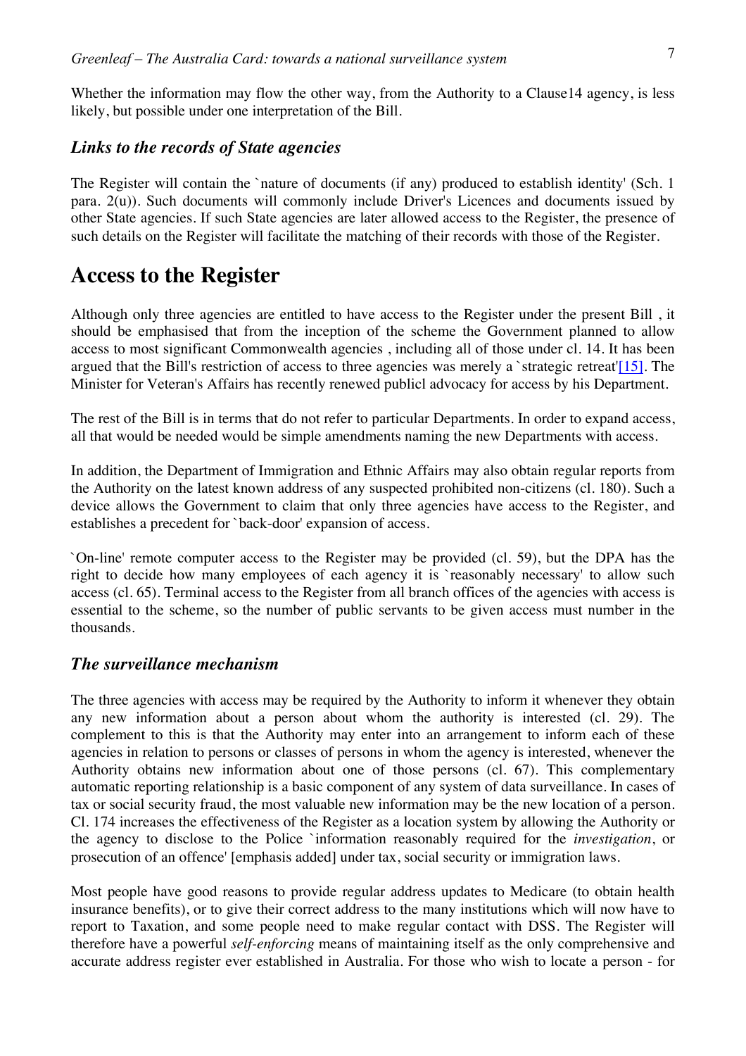Whether the information may flow the other way, from the Authority to a Clause14 agency, is less likely, but possible under one interpretation of the Bill.

### *Links to the records of State agencies*

The Register will contain the `nature of documents (if any) produced to establish identity' (Sch. 1 para. 2(u)). Such documents will commonly include Driver's Licences and documents issued by other State agencies. If such State agencies are later allowed access to the Register, the presence of such details on the Register will facilitate the matching of their records with those of the Register.

# Access to the Register

Although only three agencies are entitled to have access to the Register under the present Bill , it should be emphasised that from the inception of the scheme the Government planned to allow access to most significant Commonwealth agencies , including all of those under cl. 14. It has been argued that the Bill's restriction of access to three agencies was merely a `strategic retreat'[15]. The Minister for Veteran's Affairs has recently renewed publicl advocacy for access by his Department.

The rest of the Bill is in terms that do not refer to particular Departments. In order to expand access, all that would be needed would be simple amendments naming the new Departments with access.

In addition, the Department of Immigration and Ethnic Affairs may also obtain regular reports from the Authority on the latest known address of any suspected prohibited non-citizens (cl. 180). Such a device allows the Government to claim that only three agencies have access to the Register, and establishes a precedent for `back-door' expansion of access.

`On-line' remote computer access to the Register may be provided (cl. 59), but the DPA has the right to decide how many employees of each agency it is `reasonably necessary' to allow such access (cl. 65). Terminal access to the Register from all branch offices of the agencies with access is essential to the scheme, so the number of public servants to be given access must number in the thousands.

### *The surveillance mechanism*

The three agencies with access may be required by the Authority to inform it whenever they obtain any new information about a person about whom the authority is interested (cl. 29). The complement to this is that the Authority may enter into an arrangement to inform each of these agencies in relation to persons or classes of persons in whom the agency is interested, whenever the Authority obtains new information about one of those persons (cl. 67). This complementary automatic reporting relationship is a basic component of any system of data surveillance. In cases of tax or social security fraud, the most valuable new information may be the new location of a person. Cl. 174 increases the effectiveness of the Register as a location system by allowing the Authority or the agency to disclose to the Police `information reasonably required for the *investigation*, or prosecution of an offence' [emphasis added] under tax, social security or immigration laws.

Most people have good reasons to provide regular address updates to Medicare (to obtain health insurance benefits), or to give their correct address to the many institutions which will now have to report to Taxation, and some people need to make regular contact with DSS. The Register will therefore have a powerful *self-enforcing* means of maintaining itself as the only comprehensive and accurate address register ever established in Australia. For those who wish to locate a person - for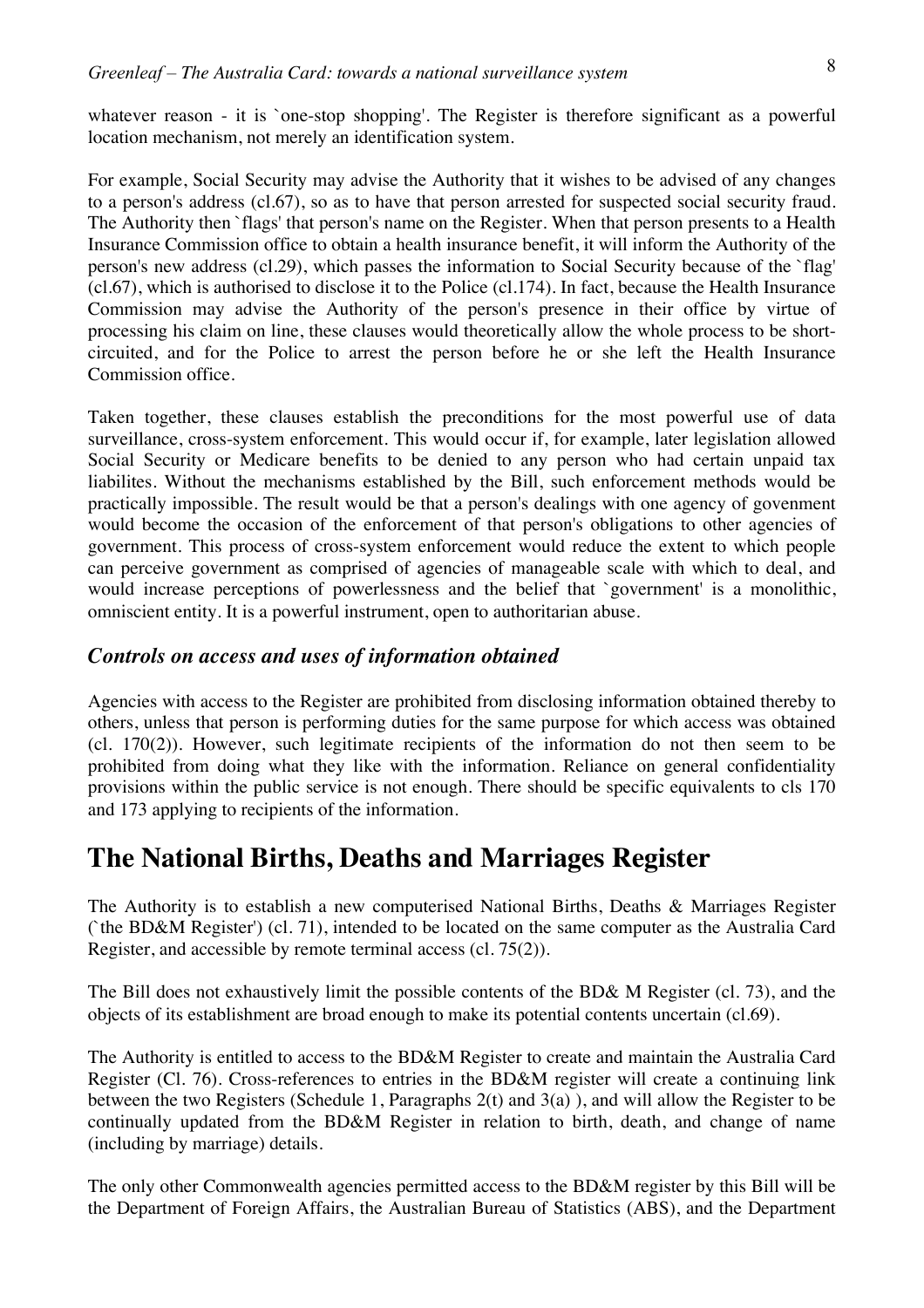whatever reason - it is `one-stop shopping'. The Register is therefore significant as a powerful location mechanism, not merely an identification system.

For example, Social Security may advise the Authority that it wishes to be advised of any changes to a person's address (cl.67), so as to have that person arrested for suspected social security fraud. The Authority then `flags' that person's name on the Register. When that person presents to a Health Insurance Commission office to obtain a health insurance benefit, it will inform the Authority of the person's new address (cl.29), which passes the information to Social Security because of the `flag' (cl.67), which is authorised to disclose it to the Police (cl.174). In fact, because the Health Insurance Commission may advise the Authority of the person's presence in their office by virtue of processing his claim on line, these clauses would theoretically allow the whole process to be short-circuited, and for the Police to arrest the person before he or she left the Health Insurance Commission office.

Taken together, these clauses establish the preconditions for the most powerful use of data surveillance, cross-system enforcement. This would occur if, for example, later legislation allowed Social Security or Medicare benefits to be denied to any person who had certain unpaid tax liabilites. Without the mechanisms established by the Bill, such enforcement methods would be practically impossible. The result would be that a person's dealings with one agency of govenment would become the occasion of the enforcement of that person's obligations to other agencies of government. This process of cross-system enforcement would reduce the extent to which people can perceive government as comprised of agencies of manageable scale with which to deal, and would increase perceptions of powerlessness and the belief that `government' is a monolithic, omniscient entity. It is a powerful instrument, open to authoritarian abuse.

### *Controls on access and uses of information obtained*

Agencies with access to the Register are prohibited from disclosing information obtained thereby to others, unless that person is performing duties for the same purpose for which access was obtained (cl. 170(2)). However, such legitimate recipients of the information do not then seem to be prohibited from doing what they like with the information. Reliance on general confidentiality provisions within the public service is not enough. There should be specific equivalents to cls 170 and 173 applying to recipients of the information.

## The National Births, Deaths and Marriages Register

The Authority is to establish a new computerised National Births, Deaths & Marriages Register (`the BD&M Register') (cl. 71), intended to be located on the same computer as the Australia Card Register, and accessible by remote terminal access (cl. 75(2)).

The Bill does not exhaustively limit the possible contents of the BD& M Register (cl. 73), and the objects of its establishment are broad enough to make its potential contents uncertain (cl.69).

The Authority is entitled to access to the BD&M Register to create and maintain the Australia Card Register (Cl. 76). Cross-references to entries in the BD&M register will create a continuing link between the two Registers (Schedule 1, Paragraphs 2(t) and 3(a) ), and will allow the Register to be continually updated from the BD&M Register in relation to birth, death, and change of name (including by marriage) details.

The only other Commonwealth agencies permitted access to the BD&M register by this Bill will be the Department of Foreign Affairs, the Australian Bureau of Statistics (ABS), and the Department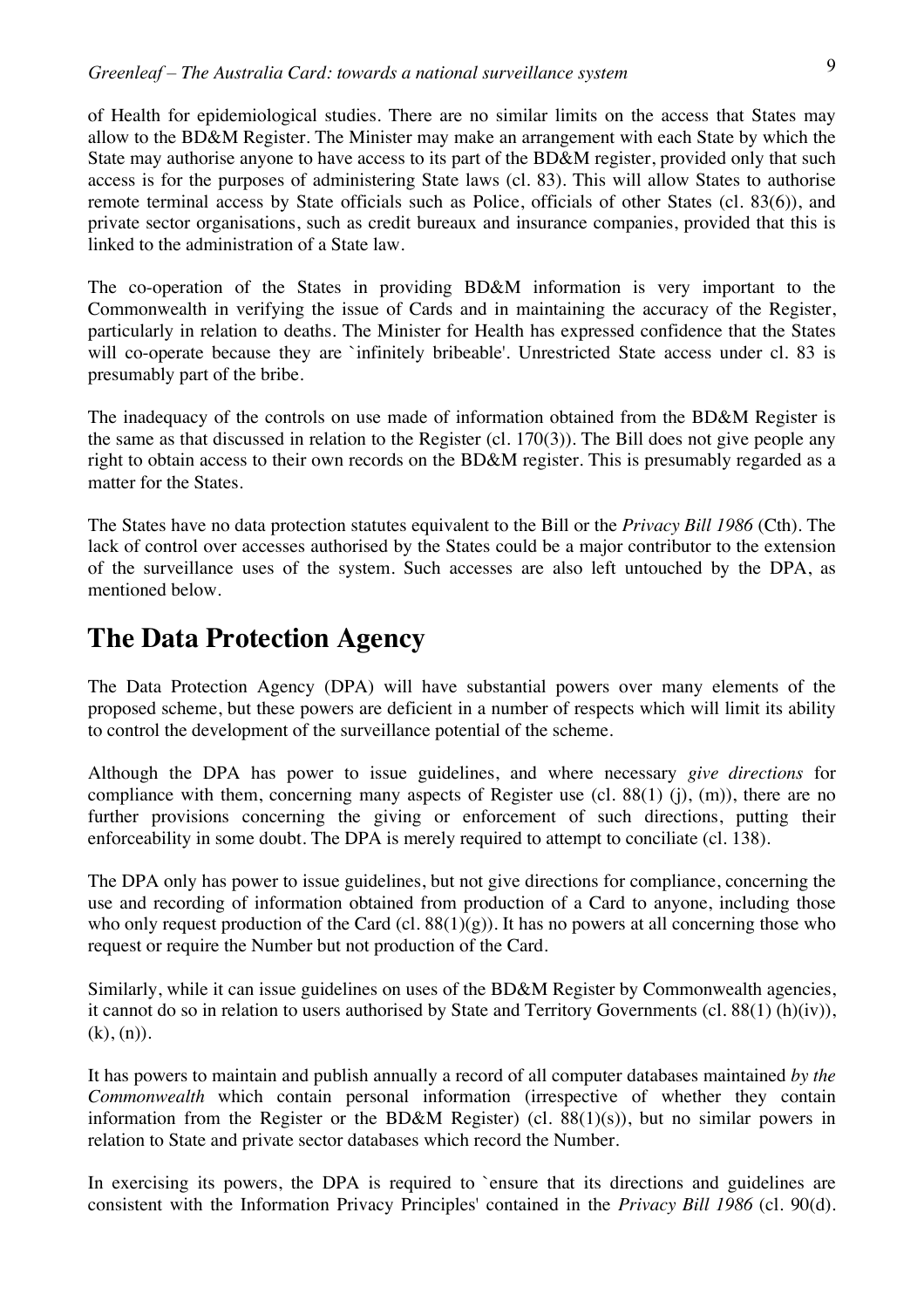of Health for epidemiological studies. There are no similar limits on the access that States may allow to the BD&M Register. The Minister may make an arrangement with each State by which the State may authorise anyone to have access to its part of the BD&M register, provided only that such access is for the purposes of administering State laws (cl. 83). This will allow States to authorise remote terminal access by State officials such as Police, officials of other States (cl. 83(6)), and private sector organisations, such as credit bureaux and insurance companies, provided that this is linked to the administration of a State law.

The co-operation of the States in providing BD&M information is very important to the Commonwealth in verifying the issue of Cards and in maintaining the accuracy of the Register, particularly in relation to deaths. The Minister for Health has expressed confidence that the States will co-operate because they are `infinitely bribeable'. Unrestricted State access under cl. 83 is presumably part of the bribe.

The inadequacy of the controls on use made of information obtained from the BD&M Register is the same as that discussed in relation to the Register (cl. 170(3)). The Bill does not give people any right to obtain access to their own records on the BD&M register. This is presumably regarded as a matter for the States.

The States have no data protection statutes equivalent to the Bill or the *Privacy Bill 1986* (Cth). The lack of control over accesses authorised by the States could be a major contributor to the extension of the surveillance uses of the system. Such accesses are also left untouched by the DPA, as mentioned below.

# The Data Protection Agency

The Data Protection Agency (DPA) will have substantial powers over many elements of the proposed scheme, but these powers are deficient in a number of respects which will limit its ability to control the development of the surveillance potential of the scheme.

Although the DPA has power to issue guidelines, and where necessary *give directions* for compliance with them, concerning many aspects of Register use (cl. 88(1) (j), (m)), there are no further provisions concerning the giving or enforcement of such directions, putting their enforceability in some doubt. The DPA is merely required to attempt to conciliate (cl. 138).

The DPA only has power to issue guidelines, but not give directions for compliance, concerning the use and recording of information obtained from production of a Card to anyone, including those who only request production of the Card (cl. 88(1)(g)). It has no powers at all concerning those who request or require the Number but not production of the Card.

Similarly, while it can issue guidelines on uses of the BD&M Register by Commonwealth agencies, it cannot do so in relation to users authorised by State and Territory Governments (cl. 88(1) (h)(iv)), (k), (n)).

It has powers to maintain and publish annually a record of all computer databases maintained *by the Commonwealth* which contain personal information (irrespective of whether they contain information from the Register or the BD&M Register) (cl. 88(1)(s)), but no similar powers in relation to State and private sector databases which record the Number.

In exercising its powers, the DPA is required to `ensure that its directions and guidelines are consistent with the Information Privacy Principles' contained in the *Privacy Bill 1986* (cl. 90(d).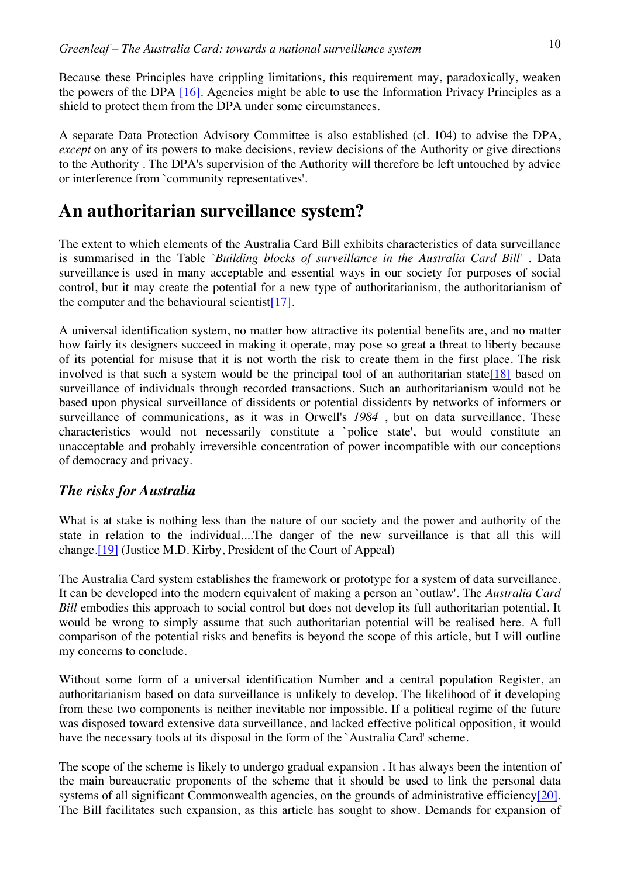Because these Principles have crippling limitations, this requirement may, paradoxically, weaken the powers of the DPA [16]. Agencies might be able to use the Information Privacy Principles as a shield to protect them from the DPA under some circumstances.

A separate Data Protection Advisory Committee is also established (cl. 104) to advise the DPA, *except* on any of its powers to make decisions, review decisions of the Authority or give directions to the Authority . The DPA's supervision of the Authority will therefore be left untouched by advice or interference from `community representatives'.

# An authoritarian surveillance system?

The extent to which elements of the Australia Card Bill exhibits characteristics of data surveillance is summarised in the Table `*Building blocks of surveillance in the Australia Card Bill*' . Data surveillance is used in many acceptable and essential ways in our society for purposes of social control, but it may create the potential for a new type of authoritarianism, the authoritarianism of the computer and the behavioural scientist[17].

A universal identification system, no matter how attractive its potential benefits are, and no matter how fairly its designers succeed in making it operate, may pose so great a threat to liberty because of its potential for misuse that it is not worth the risk to create them in the first place. The risk involved is that such a system would be the principal tool of an authoritarian state[18] based on surveillance of individuals through recorded transactions. Such an authoritarianism would not be based upon physical surveillance of dissidents or potential dissidents by networks of informers or surveillance of communications, as it was in Orwell's *1984* , but on data surveillance. These characteristics would not necessarily constitute a `police state', but would constitute an unacceptable and probably irreversible concentration of power incompatible with our conceptions of democracy and privacy.

## *The risks for Australia*

What is at stake is nothing less than the nature of our society and the power and authority of the state in relation to the individual....The danger of the new surveillance is that all this will change.[19] (Justice M.D. Kirby, President of the Court of Appeal)

The Australia Card system establishes the framework or prototype for a system of data surveillance. It can be developed into the modern equivalent of making a person an `outlaw'. The *Australia Card Bill* embodies this approach to social control but does not develop its full authoritarian potential. It would be wrong to simply assume that such authoritarian potential will be realised here. A full comparison of the potential risks and benefits is beyond the scope of this article, but I will outline my concerns to conclude.

Without some form of a universal identification Number and a central population Register, an authoritarianism based on data surveillance is unlikely to develop. The likelihood of it developing from these two components is neither inevitable nor impossible. If a political regime of the future was disposed toward extensive data surveillance, and lacked effective political opposition, it would have the necessary tools at its disposal in the form of the `Australia Card' scheme.

The scope of the scheme is likely to undergo gradual expansion . It has always been the intention of the main bureaucratic proponents of the scheme that it should be used to link the personal data systems of all significant Commonwealth agencies, on the grounds of administrative efficiency[20]. The Bill facilitates such expansion, as this article has sought to show. Demands for expansion of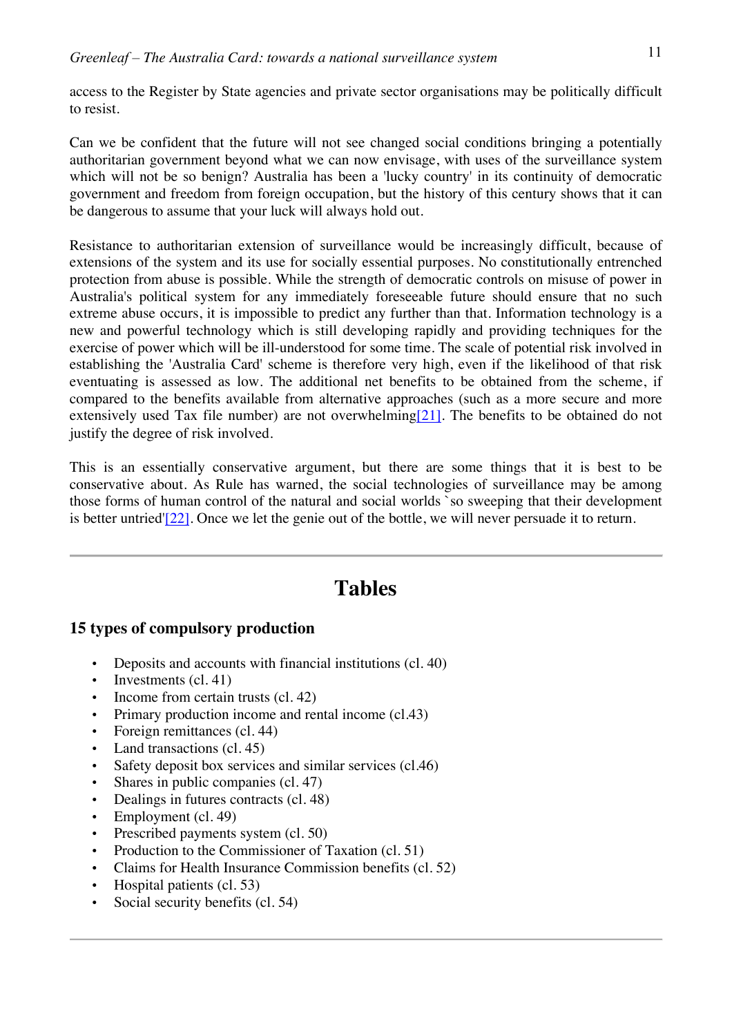access to the Register by State agencies and private sector organisations may be politically difficult to resist.

Can we be confident that the future will not see changed social conditions bringing a potentially authoritarian government beyond what we can now envisage, with uses of the surveillance system which will not be so benign? Australia has been a 'lucky country' in its continuity of democratic government and freedom from foreign occupation, but the history of this century shows that it can be dangerous to assume that your luck will always hold out.

Resistance to authoritarian extension of surveillance would be increasingly difficult, because of extensions of the system and its use for socially essential purposes. No constitutionally entrenched protection from abuse is possible. While the strength of democratic controls on misuse of power in Australia's political system for any immediately foreseeable future should ensure that no such extreme abuse occurs, it is impossible to predict any further than that. Information technology is a new and powerful technology which is still developing rapidly and providing techniques for the exercise of power which will be ill-understood for some time. The scale of potential risk involved in establishing the 'Australia Card' scheme is therefore very high, even if the likelihood of that risk eventuating is assessed as low. The additional net benefits to be obtained from the scheme, if compared to the benefits available from alternative approaches (such as a more secure and more extensively used Tax file number) are not overwhelming[21]. The benefits to be obtained do not justify the degree of risk involved.

This is an essentially conservative argument, but there are some things that it is best to be conservative about. As Rule has warned, the social technologies of surveillance may be among those forms of human control of the natural and social worlds `so sweeping that their development is better untried'[22]. Once we let the genie out of the bottle, we will never persuade it to return.

---

# Tables

### 15 types of compulsory production

- Deposits and accounts with financial institutions (cl. 40)
- Investments (cl. 41)
- Income from certain trusts (cl. 42)
- Primary production income and rental income (cl.43)
- Foreign remittances (cl. 44)
- Land transactions (cl. 45)
- Safety deposit box services and similar services (cl.46)
- Shares in public companies (cl. 47)
- Dealings in futures contracts (cl. 48)
- Employment (cl. 49)
- Prescribed payments system (cl. 50)
- Production to the Commissioner of Taxation (cl. 51)
- Claims for Health Insurance Commission benefits (cl. 52)
- Hospital patients (cl. 53)
- Social security benefits (cl. 54)

---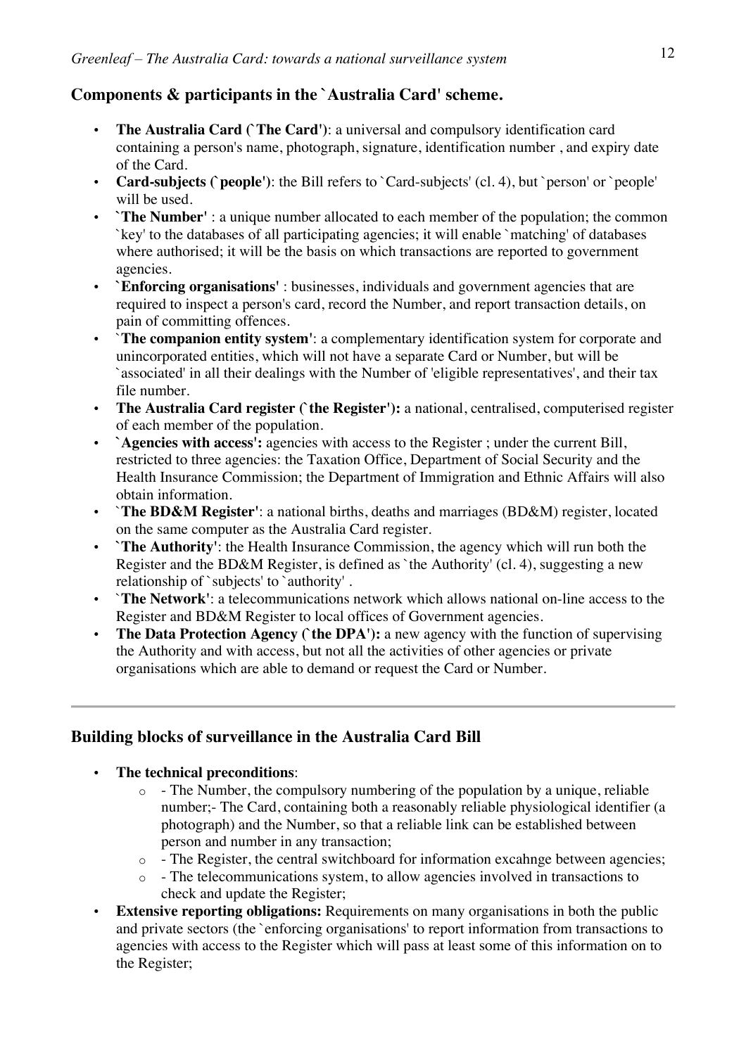## Components & participants in the `Australia Card' scheme.

- **The Australia Card (`The Card')**: a universal and compulsory identification card containing a person's name, photograph, signature, identification number , and expiry date of the Card.
- **Card-subjects (`people')**: the Bill refers to `Card-subjects' (cl. 4), but `person' or `people' will be used.
- **`The Number'** : a unique number allocated to each member of the population; the common `key' to the databases of all participating agencies; it will enable `matching' of databases where authorised; it will be the basis on which transactions are reported to government agencies.
- **`Enforcing organisations'** : businesses, individuals and government agencies that are required to inspect a person's card, record the Number, and report transaction details, on pain of committing offences.
- **`The companion entity system'**: a complementary identification system for corporate and unincorporated entities, which will not have a separate Card or Number, but will be `associated' in all their dealings with the Number of 'eligible representatives', and their tax file number.
- **The Australia Card register (`the Register'):** a national, centralised, computerised register of each member of the population.
- **`Agencies with access':** agencies with access to the Register ; under the current Bill, restricted to three agencies: the Taxation Office, Department of Social Security and the Health Insurance Commission; the Department of Immigration and Ethnic Affairs will also obtain information.
- **`The BD&M Register'**: a national births, deaths and marriages (BD&M) register, located on the same computer as the Australia Card register.
- **`The Authority'**: the Health Insurance Commission, the agency which will run both the Register and the BD&M Register, is defined as `the Authority' (cl. 4), suggesting a new relationship of `subjects' to `authority' .
- **`The Network'**: a telecommunications network which allows national on-line access to the Register and BD&M Register to local offices of Government agencies.
- **The Data Protection Agency (`the DPA'):** a new agency with the function of supervising the Authority and with access, but not all the activities of other agencies or private organisations which are able to demand or request the Card or Number.

---

## Building blocks of surveillance in the Australia Card Bill

- **The technical preconditions**:
  - - The Number, the compulsory numbering of the population by a unique, reliable number;- The Card, containing both a reasonably reliable physiological identifier (a photograph) and the Number, so that a reliable link can be established between person and number in any transaction;
  - - The Register, the central switchboard for information excahnge between agencies;
  - - The telecommunications system, to allow agencies involved in transactions to check and update the Register;
- **Extensive reporting obligations:** Requirements on many organisations in both the public and private sectors (the `enforcing organisations' to report information from transactions to agencies with access to the Register which will pass at least some of this information on to the Register;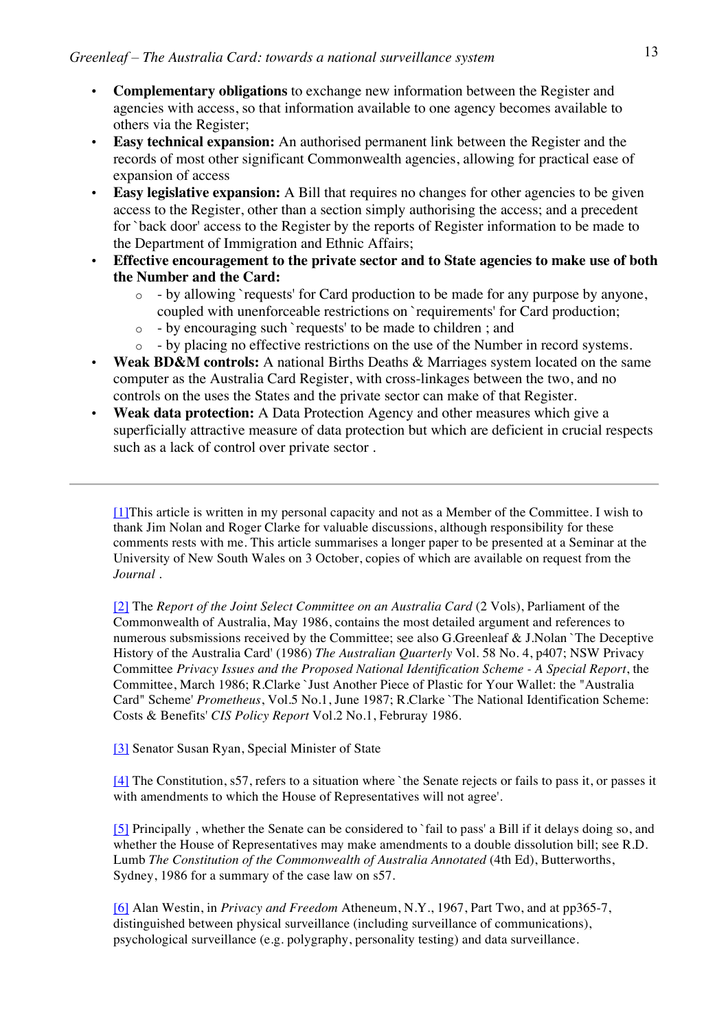- **Complementary obligations** to exchange new information between the Register and agencies with access, so that information available to one agency becomes available to others via the Register;
- **Easy technical expansion:** An authorised permanent link between the Register and the records of most other significant Commonwealth agencies, allowing for practical ease of expansion of access
- **Easy legislative expansion:** A Bill that requires no changes for other agencies to be given access to the Register, other than a section simply authorising the access; and a precedent for `back door' access to the Register by the reports of Register information to be made to the Department of Immigration and Ethnic Affairs;
- **Effective encouragement to the private sector and to State agencies to make use of both the Number and the Card:**
  - - by allowing `requests' for Card production to be made for any purpose by anyone, coupled with unenforceable restrictions on `requirements' for Card production;
  - - by encouraging such `requests' to be made to children ; and
  - - by placing no effective restrictions on the use of the Number in record systems.
- **Weak BD&M controls:** A national Births Deaths & Marriages system located on the same computer as the Australia Card Register, with cross-linkages between the two, and no controls on the uses the States and the private sector can make of that Register.
- **Weak data protection:** A Data Protection Agency and other measures which give a superficially attractive measure of data protection but which are deficient in crucial respects such as a lack of control over private sector .

---

[1]This article is written in my personal capacity and not as a Member of the Committee. I wish to thank Jim Nolan and Roger Clarke for valuable discussions, although responsibility for these comments rests with me. This article summarises a longer paper to be presented at a Seminar at the University of New South Wales on 3 October, copies of which are available on request from the *Journal* .

[2] The *Report of the Joint Select Committee on an Australia Card* (2 Vols), Parliament of the Commonwealth of Australia, May 1986, contains the most detailed argument and references to numerous subsmissions received by the Committee; see also G.Greenleaf & J.Nolan `The Deceptive History of the Australia Card' (1986) *The Australian Quarterly* Vol. 58 No. 4, p407; NSW Privacy Committee *Privacy Issues and the Proposed National Identification Scheme - A Special Report*, the Committee, March 1986; R.Clarke `Just Another Piece of Plastic for Your Wallet: the "Australia Card" Scheme' *Prometheus*, Vol.5 No.1, June 1987; R.Clarke `The National Identification Scheme: Costs & Benefits' *CIS Policy Report* Vol.2 No.1, Februray 1986.

[3] Senator Susan Ryan, Special Minister of State

[4] The Constitution, s57, refers to a situation where `the Senate rejects or fails to pass it, or passes it with amendments to which the House of Representatives will not agree'.

[5] Principally , whether the Senate can be considered to `fail to pass' a Bill if it delays doing so, and whether the House of Representatives may make amendments to a double dissolution bill; see R.D. Lumb *The Constitution of the Commonwealth of Australia Annotated* (4th Ed), Butterworths, Sydney, 1986 for a summary of the case law on s57.

[6] Alan Westin, in *Privacy and Freedom* Atheneum, N.Y., 1967, Part Two, and at pp365-7, distinguished between physical surveillance (including surveillance of communications), psychological surveillance (e.g. polygraphy, personality testing) and data surveillance.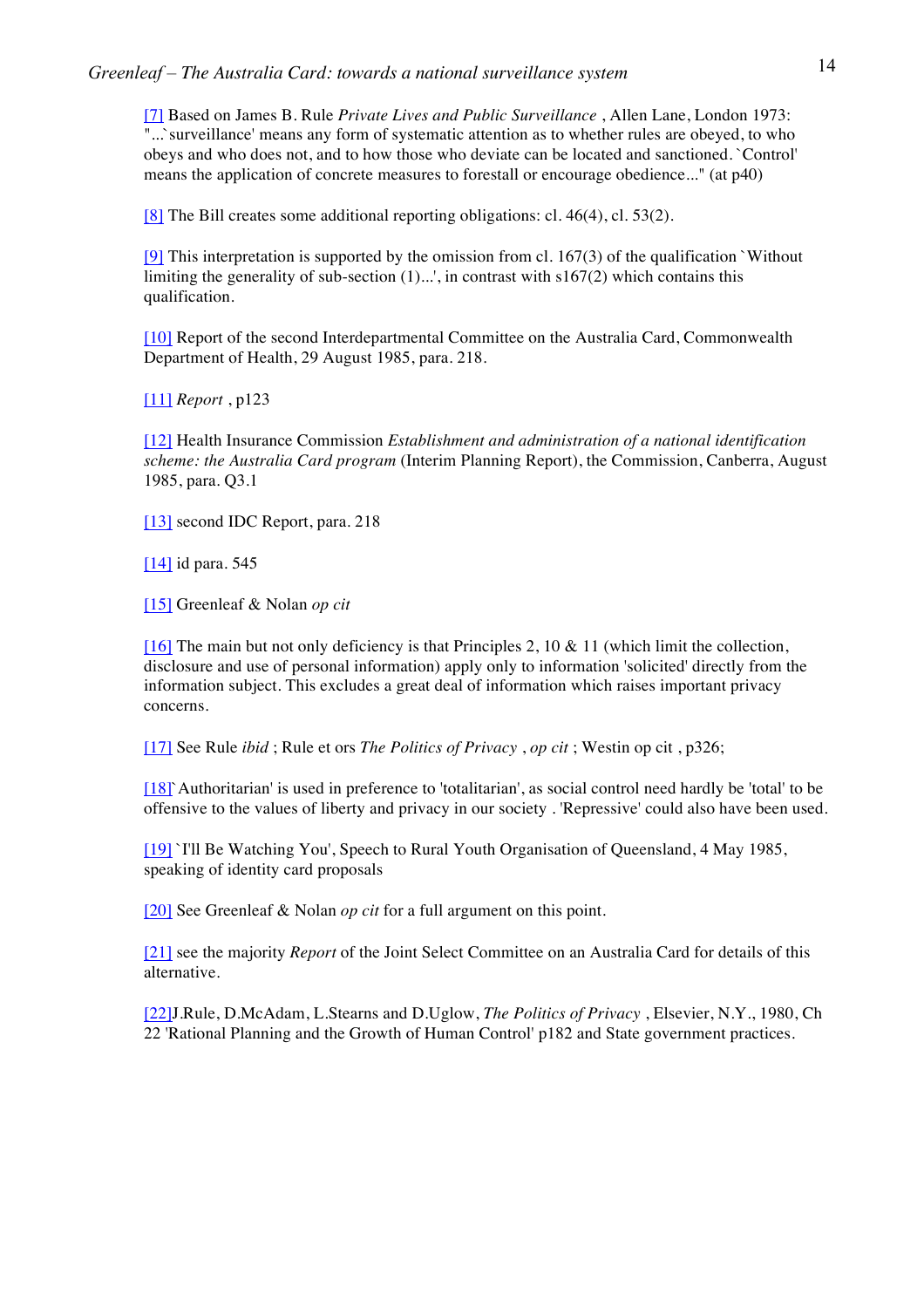[7] Based on James B. Rule *Private Lives and Public Surveillance* , Allen Lane, London 1973: "...`surveillance' means any form of systematic attention as to whether rules are obeyed, to who obeys and who does not, and to how those who deviate can be located and sanctioned. `Control' means the application of concrete measures to forestall or encourage obedience..." (at p40)

[8] The Bill creates some additional reporting obligations: cl. 46(4), cl. 53(2).

[9] This interpretation is supported by the omission from cl. 167(3) of the qualification `Without limiting the generality of sub-section (1)...', in contrast with s167(2) which contains this qualification.

[10] Report of the second Interdepartmental Committee on the Australia Card, Commonwealth Department of Health, 29 August 1985, para. 218.

[11] *Report* , p123

[12] Health Insurance Commission *Establishment and administration of a national identification scheme: the Australia Card program* (Interim Planning Report), the Commission, Canberra, August 1985, para. Q3.1

[13] second IDC Report, para. 218

[14] id para. 545

[15] Greenleaf & Nolan *op cit*

[16] The main but not only deficiency is that Principles 2, 10 & 11 (which limit the collection, disclosure and use of personal information) apply only to information 'solicited' directly from the information subject. This excludes a great deal of information which raises important privacy concerns.

[17] See Rule *ibid* ; Rule et ors *The Politics of Privacy* , *op cit* ; Westin op cit , p326;

[18]`Authoritarian' is used in preference to 'totalitarian', as social control need hardly be 'total' to be offensive to the values of liberty and privacy in our society . 'Repressive' could also have been used.

[19] `I'll Be Watching You', Speech to Rural Youth Organisation of Queensland, 4 May 1985, speaking of identity card proposals

[20] See Greenleaf & Nolan *op cit* for a full argument on this point.

[21] see the majority *Report* of the Joint Select Committee on an Australia Card for details of this alternative.

[22]J.Rule, D.McAdam, L.Stearns and D.Uglow, *The Politics of Privacy* , Elsevier, N.Y., 1980, Ch 22 'Rational Planning and the Growth of Human Control' p182 and State government practices.